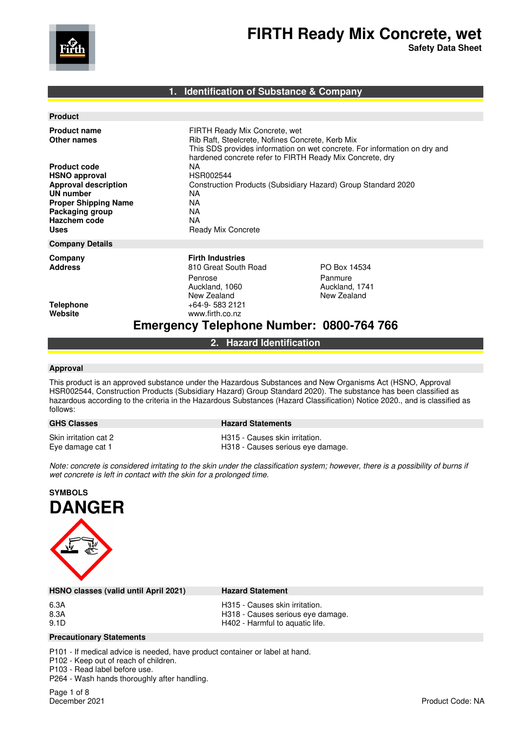# FIRTH Ready Mix Concrete, wet

**Safety Data Sheet**

## 1. Identification of Substance & Company

### Product

| | |
|---|---|
| **Product name** | FIRTH Ready Mix Concrete, wet |
| **Other names** | Rib Raft, Steelcrete, Nofines Concrete, Kerb Mix<br>This SDS provides information on wet concrete. For information on dry and hardened concrete refer to FIRTH Ready Mix Concrete, dry |
| **Product code** | NA |
| **HSNO approval** | HSR002544 |
| **Approval description** | Construction Products (Subsidiary Hazard) Group Standard 2020 |
| **UN number** | NA |
| **Proper Shipping Name** | NA |
| **Packaging group** | NA |
| **Hazchem code** | NA |
| **Uses** | Ready Mix Concrete |

### Company Details

| | | |
|---|---|---|
| **Company** | **Firth Industries** | |
| **Address** | 810 Great South Road<br>Penrose<br>Auckland, 1060<br>New Zealand | PO Box 14534<br>Panmure<br>Auckland, 1741<br>New Zealand |
| **Telephone** | +64-9- 583 2121 | |
| **Website** | www.firth.co.nz | |

**Emergency Telephone Number: 0800-764 766**

## 2. Hazard Identification

### Approval

This product is an approved substance under the Hazardous Substances and New Organisms Act (HSNO, Approval HSR002544, Construction Products (Subsidiary Hazard) Group Standard 2020). The substance has been classified as hazardous according to the criteria in the Hazardous Substances (Hazard Classification) Notice 2020., and is classified as follows:

| GHS Classes | Hazard Statements |
|---|---|
| Skin irritation cat 2 | H315 - Causes skin irritation. |
| Eye damage cat 1 | H318 - Causes serious eye damage. |

*Note: concrete is considered irritating to the skin under the classification system; however, there is a possibility of burns if wet concrete is left in contact with the skin for a prolonged time.*

**SYMBOLS**

# DANGER

| HSNO classes (valid until April 2021) | Hazard Statement |
|---|---|
| 6.3A | H315 - Causes skin irritation. |
| 8.3A | H318 - Causes serious eye damage. |
| 9.1D | H402 - Harmful to aquatic life. |

### Precautionary Statements

P101 - If medical advice is needed, have product container or label at hand.
P102 - Keep out of reach of children.
P103 - Read label before use.
P264 - Wash hands thoroughly after handling.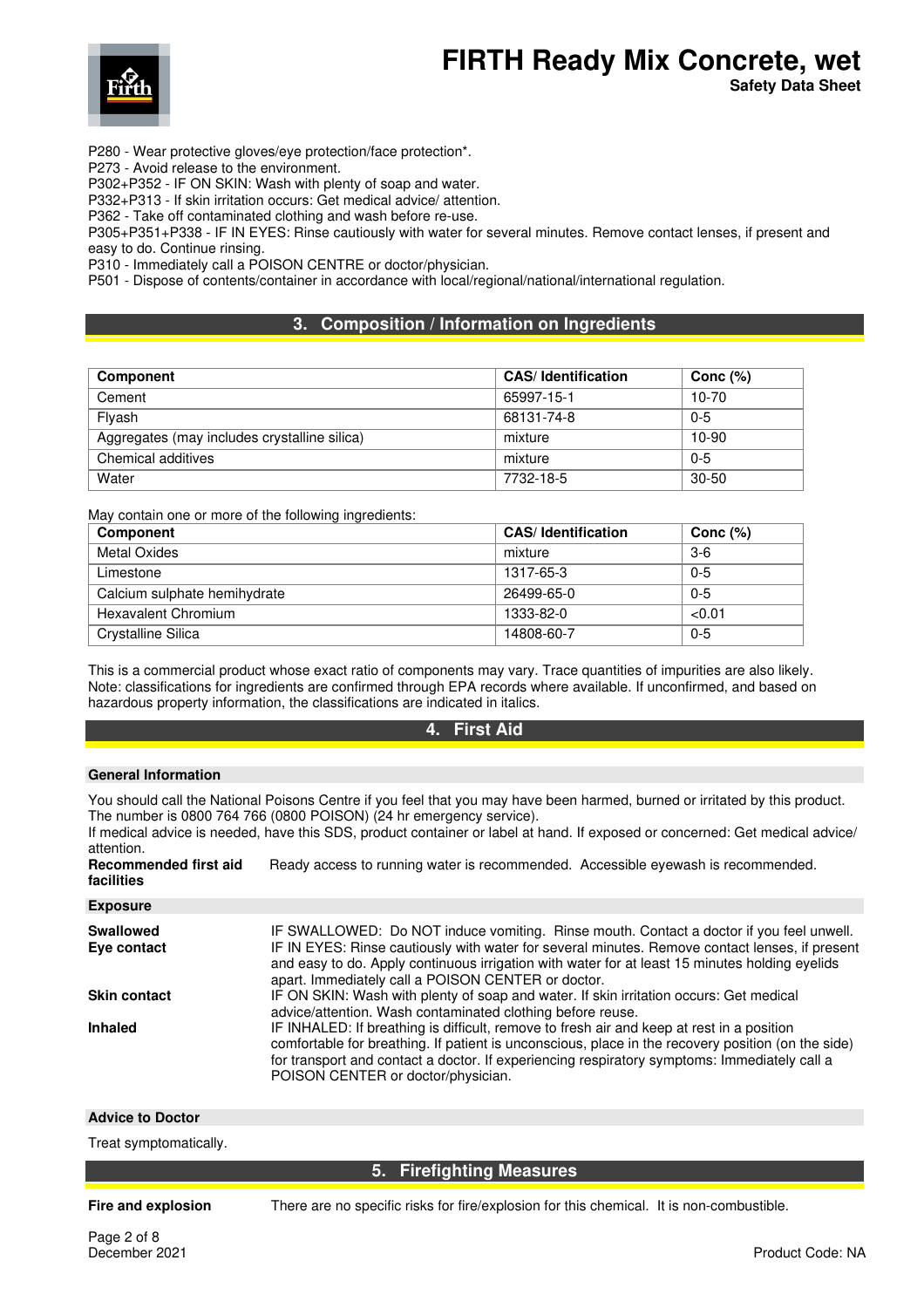P280 - Wear protective gloves/eye protection/face protection*.
P273 - Avoid release to the environment.
P302+P352 - IF ON SKIN: Wash with plenty of soap and water.
P332+P313 - If skin irritation occurs: Get medical advice/ attention.
P362 - Take off contaminated clothing and wash before re-use.
P305+P351+P338 - IF IN EYES: Rinse cautiously with water for several minutes. Remove contact lenses, if present and easy to do. Continue rinsing.
P310 - Immediately call a POISON CENTRE or doctor/physician.
P501 - Dispose of contents/container in accordance with local/regional/national/international regulation.

## 3. Composition / Information on Ingredients

| Component | CAS/ Identification | Conc (%) |
|---|---|---|
| Cement | 65997-15-1 | 10-70 |
| Flyash | 68131-74-8 | 0-5 |
| Aggregates (may includes crystalline silica) | mixture | 10-90 |
| Chemical additives | mixture | 0-5 |
| Water | 7732-18-5 | 30-50 |

May contain one or more of the following ingredients:

| Component | CAS/ Identification | Conc (%) |
|---|---|---|
| Metal Oxides | mixture | 3-6 |
| Limestone | 1317-65-3 | 0-5 |
| Calcium sulphate hemihydrate | 26499-65-0 | 0-5 |
| Hexavalent Chromium | 1333-82-0 | <0.01 |
| Crystalline Silica | 14808-60-7 | 0-5 |

This is a commercial product whose exact ratio of components may vary. Trace quantities of impurities are also likely.
Note: classifications for ingredients are confirmed through EPA records where available. If unconfirmed, and based on hazardous property information, the classifications are indicated in italics.

## 4. First Aid

### General Information

You should call the National Poisons Centre if you feel that you may have been harmed, burned or irritated by this product. The number is 0800 764 766 (0800 POISON) (24 hr emergency service).
If medical advice is needed, have this SDS, product container or label at hand. If exposed or concerned: Get medical advice/ attention.

**Recommended first aid facilities** Ready access to running water is recommended. Accessible eyewash is recommended.

### Exposure

**Swallowed** IF SWALLOWED: Do NOT induce vomiting. Rinse mouth. Contact a doctor if you feel unwell.

**Eye contact** IF IN EYES: Rinse cautiously with water for several minutes. Remove contact lenses, if present and easy to do. Apply continuous irrigation with water for at least 15 minutes holding eyelids apart. Immediately call a POISON CENTER or doctor.

**Skin contact** IF ON SKIN: Wash with plenty of soap and water. If skin irritation occurs: Get medical advice/attention. Wash contaminated clothing before reuse.

**Inhaled** IF INHALED: If breathing is difficult, remove to fresh air and keep at rest in a position comfortable for breathing. If patient is unconscious, place in the recovery position (on the side) for transport and contact a doctor. If experiencing respiratory symptoms: Immediately call a POISON CENTER or doctor/physician.

### Advice to Doctor

Treat symptomatically.

## 5. Firefighting Measures

**Fire and explosion** There are no specific risks for fire/explosion for this chemical. It is non-combustible.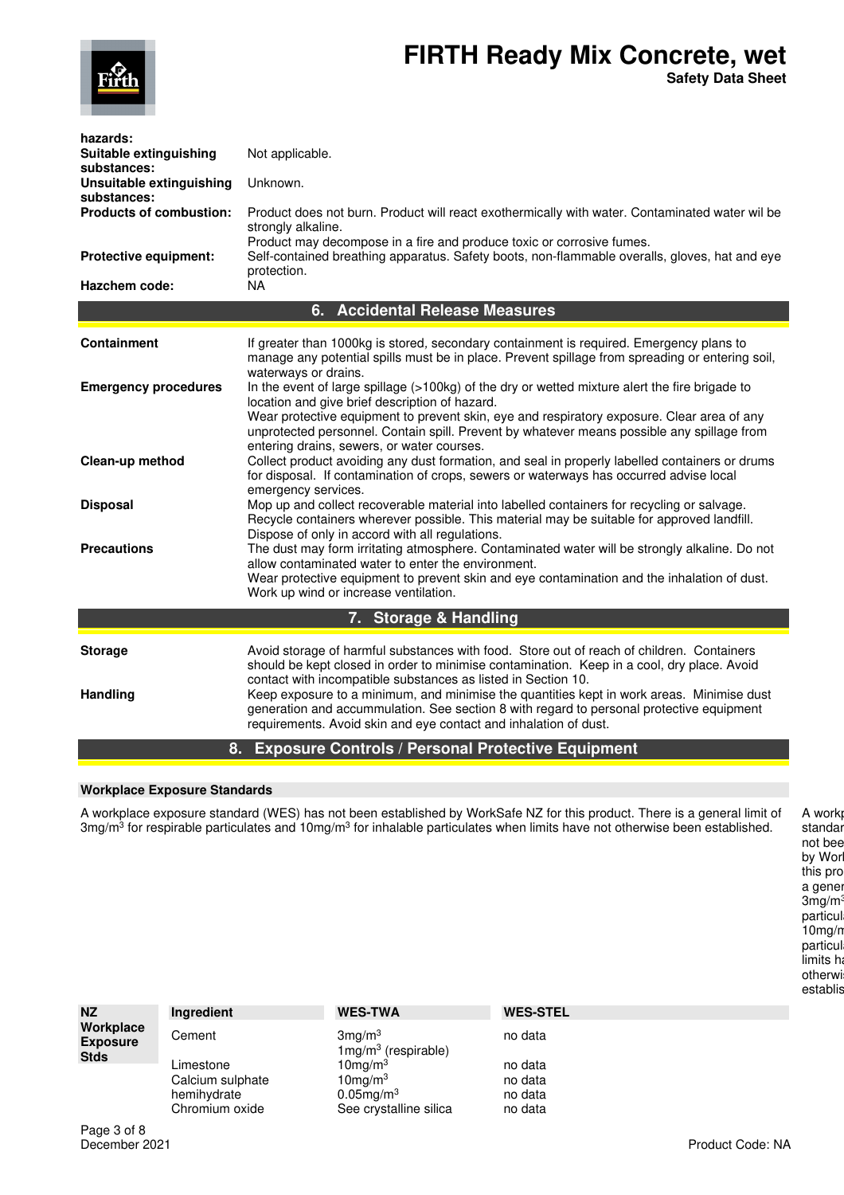**hazards:**

| | |
|---|---|
| **Suitable extinguishing substances:** | Not applicable. |
| **Unsuitable extinguishing substances:** | Unknown. |
| **Products of combustion:** | Product does not burn. Product will react exothermically with water. Contaminated water wil be strongly alkaline. Product may decompose in a fire and produce toxic or corrosive fumes. |
| **Protective equipment:** | Self-contained breathing apparatus. Safety boots, non-flammable overalls, gloves, hat and eye protection. |
| **Hazchem code:** | NA |

## 6. Accidental Release Measures

| | |
|---|---|
| **Containment** | If greater than 1000kg is stored, secondary containment is required. Emergency plans to manage any potential spills must be in place. Prevent spillage from spreading or entering soil, waterways or drains. |
| **Emergency procedures** | In the event of large spillage (>100kg) of the dry or wetted mixture alert the fire brigade to location and give brief description of hazard. Wear protective equipment to prevent skin, eye and respiratory exposure. Clear area of any unprotected personnel. Contain spill. Prevent by whatever means possible any spillage from entering drains, sewers, or water courses. |
| **Clean-up method** | Collect product avoiding any dust formation, and seal in properly labelled containers or drums for disposal. If contamination of crops, sewers or waterways has occurred advise local emergency services. |
| **Disposal** | Mop up and collect recoverable material into labelled containers for recycling or salvage. Recycle containers wherever possible. This material may be suitable for approved landfill. Dispose of only in accord with all regulations. |
| **Precautions** | The dust may form irritating atmosphere. Contaminated water will be strongly alkaline. Do not allow contaminated water to enter the environment. Wear protective equipment to prevent skin and eye contamination and the inhalation of dust. Work up wind or increase ventilation. |

## 7. Storage & Handling

| | |
|---|---|
| **Storage** | Avoid storage of harmful substances with food. Store out of reach of children. Containers should be kept closed in order to minimise contamination. Keep in a cool, dry place. Avoid contact with incompatible substances as listed in Section 10. |
| **Handling** | Keep exposure to a minimum, and minimise the quantities kept in work areas. Minimise dust generation and accummulation. See section 8 with regard to personal protective equipment requirements. Avoid skin and eye contact and inhalation of dust. |

## 8. Exposure Controls / Personal Protective Equipment

### Workplace Exposure Standards

A workplace exposure standard (WES) has not been established by WorkSafe NZ for this product. There is a general limit of 3mg/m$^3$ for respirable particulates and 10mg/m$^3$ for inhalable particulates when limits have not otherwise been established.

| NZ Workplace Exposure Stds | Ingredient | WES-TWA | WES-STEL |
|---|---|---|---|
| | Cement | 3mg/m$^3$<br>1mg/m$^3$ (respirable) | no data |
| | Limestone | 10mg/m$^3$ | no data |
| | Calcium sulphate hemihydrate | 10mg/m$^3$ | no data |
| | | 0.05mg/m$^3$ | no data |
| | Chromium oxide | See crystalline silica | no data |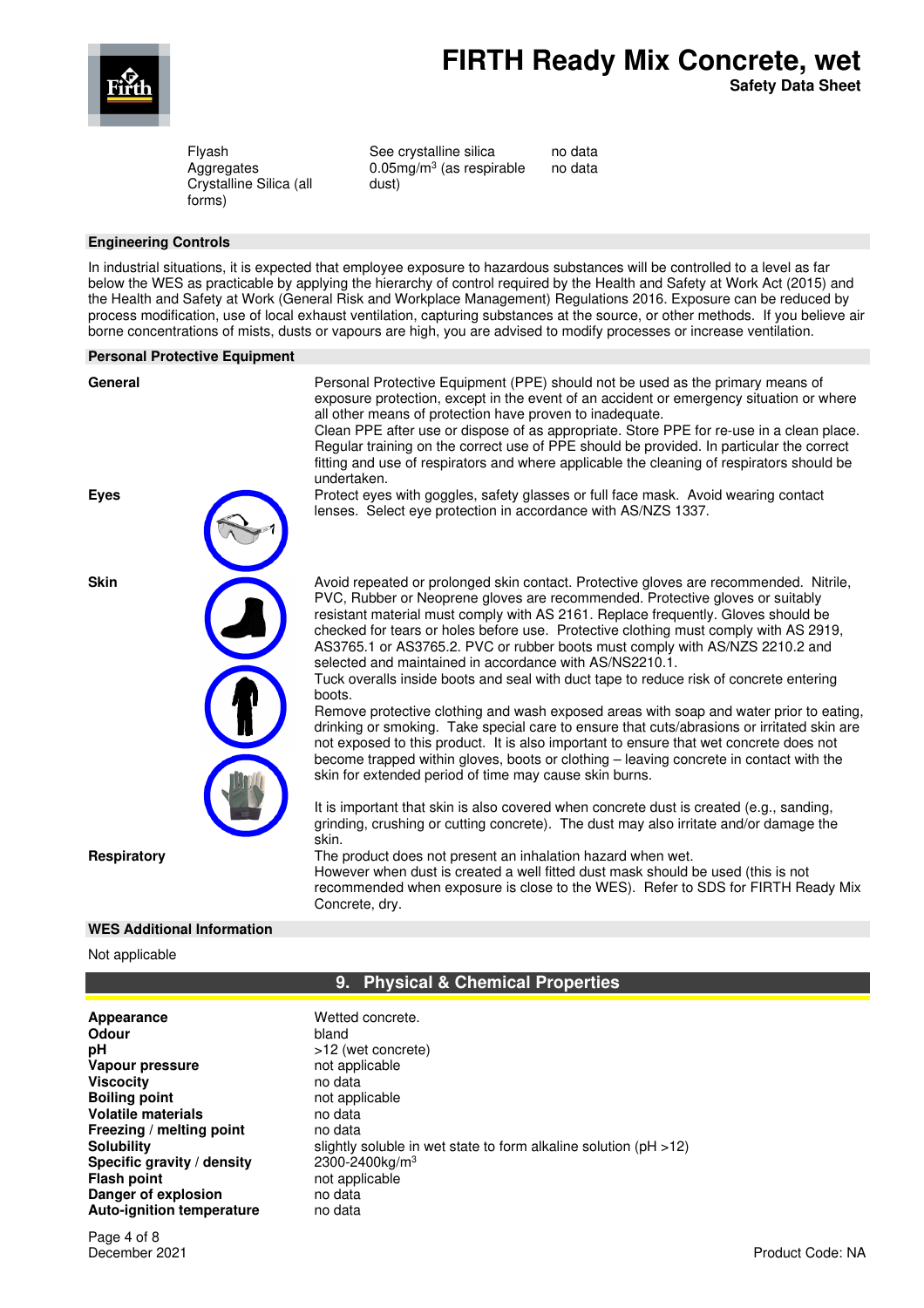| | | |
|---|---|---|
| Flyash | See crystalline silica | no data |
| Aggregates Crystalline Silica (all forms) | 0.05mg/m$^3$ (as respirable dust) | no data |

### Engineering Controls

In industrial situations, it is expected that employee exposure to hazardous substances will be controlled to a level as far below the WES as practicable by applying the hierarchy of control required by the Health and Safety at Work Act (2015) and the Health and Safety at Work (General Risk and Workplace Management) Regulations 2016. Exposure can be reduced by process modification, use of local exhaust ventilation, capturing substances at the source, or other methods. If you believe air borne concentrations of mists, dusts or vapours are high, you are advised to modify processes or increase ventilation.

### Personal Protective Equipment

**General**

Personal Protective Equipment (PPE) should not be used as the primary means of exposure protection, except in the event of an accident or emergency situation or where all other means of protection have proven to inadequate.
Clean PPE after use or dispose of as appropriate. Store PPE for re-use in a clean place. Regular training on the correct use of PPE should be provided. In particular the correct fitting and use of respirators and where applicable the cleaning of respirators should be undertaken.

**Eyes**

Protect eyes with goggles, safety glasses or full face mask. Avoid wearing contact lenses. Select eye protection in accordance with AS/NZS 1337.

**Skin**

Avoid repeated or prolonged skin contact. Protective gloves are recommended. Nitrile, PVC, Rubber or Neoprene gloves are recommended. Protective gloves or suitably resistant material must comply with AS 2161. Replace frequently. Gloves should be checked for tears or holes before use. Protective clothing must comply with AS 2919, AS3765.1 or AS3765.2. PVC or rubber boots must comply with AS/NZS 2210.2 and selected and maintained in accordance with AS/NS2210.1.
Tuck overalls inside boots and seal with duct tape to reduce risk of concrete entering boots.
Remove protective clothing and wash exposed areas with soap and water prior to eating, drinking or smoking. Take special care to ensure that cuts/abrasions or irritated skin are not exposed to this product. It is also important to ensure that wet concrete does not become trapped within gloves, boots or clothing – leaving concrete in contact with the skin for extended period of time may cause skin burns.

It is important that skin is also covered when concrete dust is created (e.g., sanding, grinding, crushing or cutting concrete). The dust may also irritate and/or damage the skin.

**Respiratory**

The product does not present an inhalation hazard when wet.
However when dust is created a well fitted dust mask should be used (this is not recommended when exposure is close to the WES). Refer to SDS for FIRTH Ready Mix Concrete, dry.

### WES Additional Information

Not applicable

## 9. Physical & Chemical Properties

| | |
|---|---|
| **Appearance** | Wetted concrete. |
| **Odour** | bland |
| **pH** | >12 (wet concrete) |
| **Vapour pressure** | not applicable |
| **Viscosity** | no data |
| **Boiling point** | not applicable |
| **Volatile materials** | no data |
| **Freezing / melting point** | no data |
| **Solubility** | slightly soluble in wet state to form alkaline solution (pH >12) |
| **Specific gravity / density** | 2300-2400kg/m$^3$ |
| **Flash point** | not applicable |
| **Danger of explosion** | no data |
| **Auto-ignition temperature** | no data |

December 2021

Product Code: NA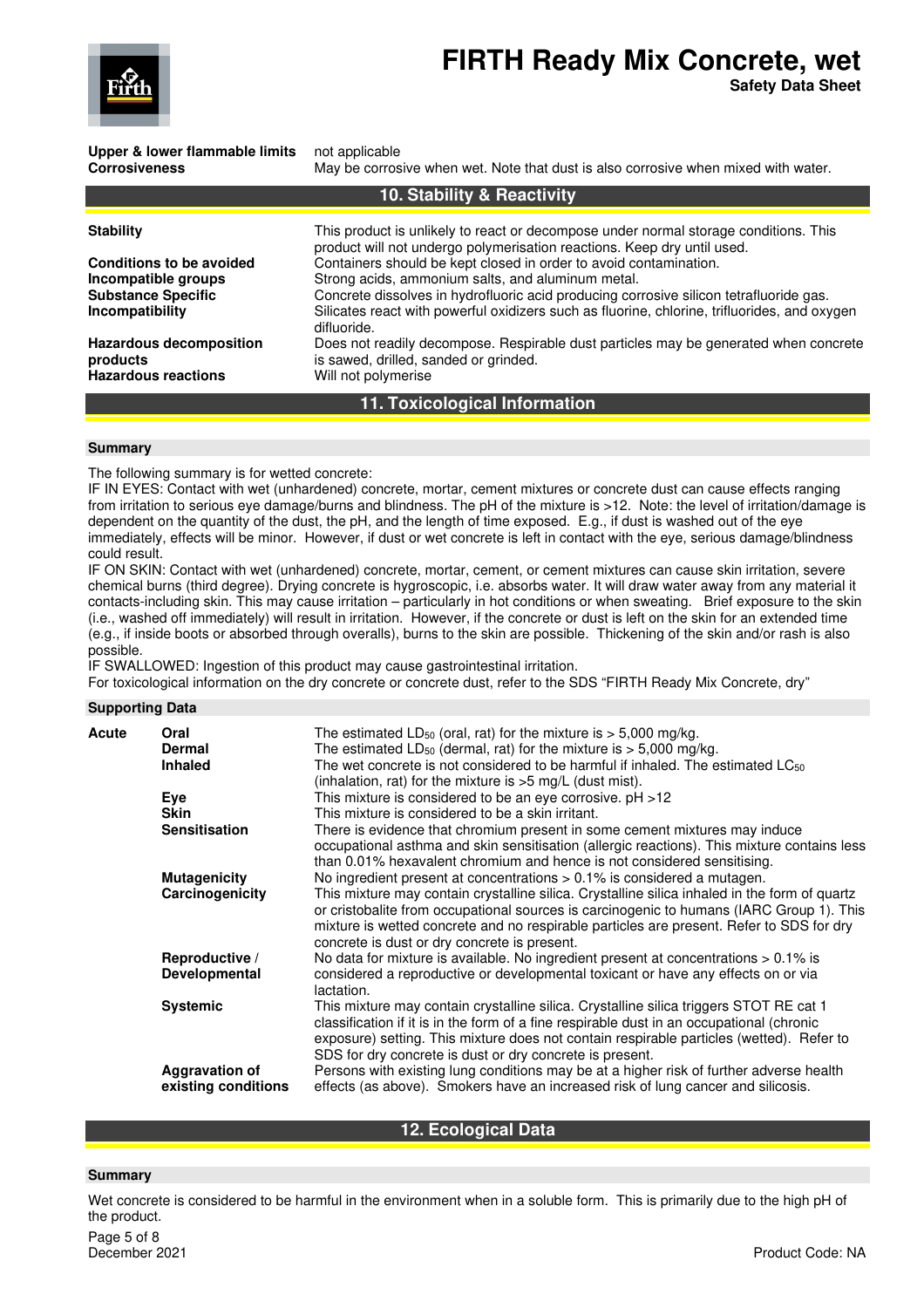| | |
|---|---|
| **Upper & lower flammable limits** | not applicable |
| **Corrosiveness** | May be corrosive when wet. Note that dust is also corrosive when mixed with water. |

## 10. Stability & Reactivity

| | |
|---|---|
| **Stability** | This product is unlikely to react or decompose under normal storage conditions. This product will not undergo polymerisation reactions. Keep dry until used. |
| **Conditions to be avoided** | Containers should be kept closed in order to avoid contamination. |
| **Incompatible groups** | Strong acids, ammonium salts, and aluminum metal. |
| **Substance Specific Incompatibility** | Concrete dissolves in hydrofluoric acid producing corrosive silicon tetrafluoride gas. Silicates react with powerful oxidizers such as fluorine, chlorine, trifluorides, and oxygen difluoride. |
| **Hazardous decomposition products** | Does not readily decompose. Respirable dust particles may be generated when concrete is sawed, drilled, sanded or grinded. |
| **Hazardous reactions** | Will not polymerise |

## 11. Toxicological Information

### Summary

The following summary is for wetted concrete:

IF IN EYES: Contact with wet (unhardened) concrete, mortar, cement mixtures or concrete dust can cause effects ranging from irritation to serious eye damage/burns and blindness. The pH of the mixture is >12. Note: the level of irritation/damage is dependent on the quantity of the dust, the pH, and the length of time exposed. E.g., if dust is washed out of the eye immediately, effects will be minor. However, if dust or wet concrete is left in contact with the eye, serious damage/blindness could result.

IF ON SKIN: Contact with wet (unhardened) concrete, mortar, cement, or cement mixtures can cause skin irritation, severe chemical burns (third degree). Drying concrete is hygroscopic, i.e. absorbs water. It will draw water away from any material it contacts-including skin. This may cause irritation – particularly in hot conditions or when sweating. Brief exposure to the skin (i.e., washed off immediately) will result in irritation. However, if the concrete or dust is left on the skin for an extended time (e.g., if inside boots or absorbed through overalls), burns to the skin are possible. Thickening of the skin and/or rash is also possible.

IF SWALLOWED: Ingestion of this product may cause gastrointestinal irritation.

For toxicological information on the dry concrete or concrete dust, refer to the SDS "FIRTH Ready Mix Concrete, dry"

### Supporting Data

| | | |
|---|---|---|
| **Acute** | **Oral** | The estimated $LD_{50}$ (oral, rat) for the mixture is > 5,000 mg/kg. |
| | **Dermal** | The estimated $LD_{50}$ (dermal, rat) for the mixture is > 5,000 mg/kg. |
| | **Inhaled** | The wet concrete is not considered to be harmful if inhaled. The estimated $LC_{50}$ (inhalation, rat) for the mixture is >5 mg/L (dust mist). |
| | **Eye** | This mixture is considered to be an eye corrosive. pH >12 |
| | **Skin** | This mixture is considered to be a skin irritant. |
| | **Sensitisation** | There is evidence that chromium present in some cement mixtures may induce occupational asthma and skin sensitisation (allergic reactions). This mixture contains less than 0.01% hexavalent chromium and hence is not considered sensitising. |
| | **Mutagenicity** | No ingredient present at concentrations > 0.1% is considered a mutagen. |
| | **Carcinogenicity** | This mixture may contain crystalline silica. Crystalline silica inhaled in the form of quartz or cristobalite from occupational sources is carcinogenic to humans (IARC Group 1). This mixture is wetted concrete and no respirable particles are present. Refer to SDS for dry concrete is dust or dry concrete is present. |
| | **Reproductive / Developmental** | No data for mixture is available. No ingredient present at concentrations > 0.1% is considered a reproductive or developmental toxicant or have any effects on or via lactation. |
| | **Systemic** | This mixture may contain crystalline silica. Crystalline silica triggers STOT RE cat 1 classification if it is in the form of a fine respirable dust in an occupational (chronic exposure) setting. This mixture does not contain respirable particles (wetted). Refer to SDS for dry concrete is dust or dry concrete is present. |
| | **Aggravation of existing conditions** | Persons with existing lung conditions may be at a higher risk of further adverse health effects (as above). Smokers have an increased risk of lung cancer and silicosis. |

## 12. Ecological Data

### Summary

Wet concrete is considered to be harmful in the environment when in a soluble form. This is primarily due to the high pH of the product.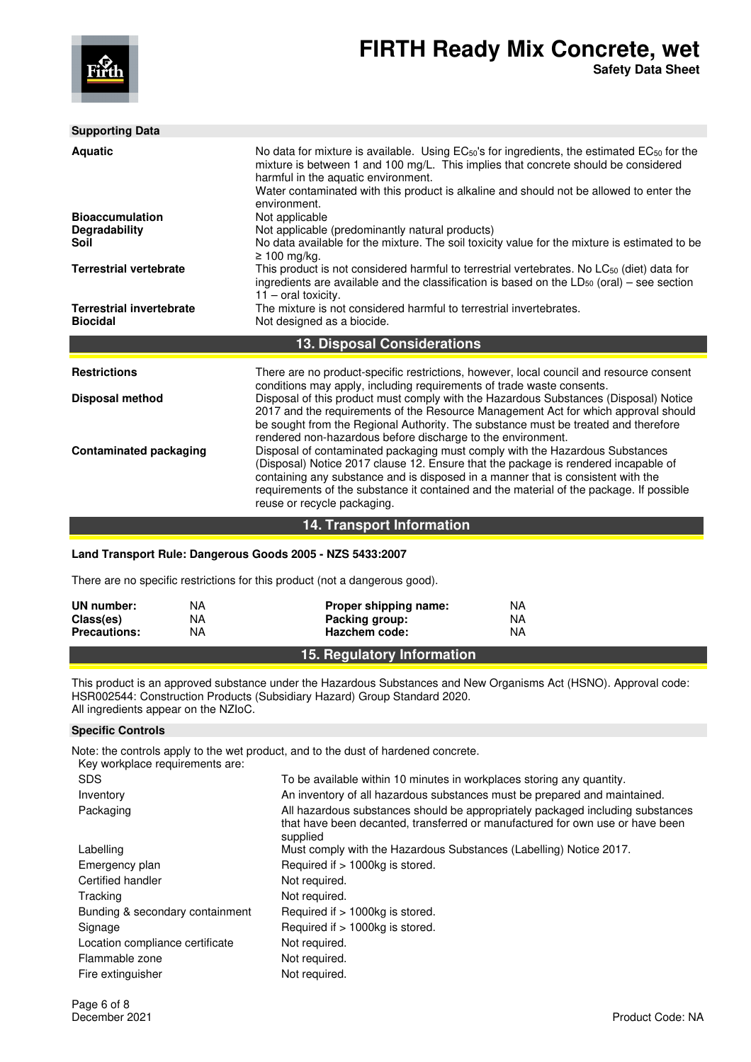**Supporting Data**

| | |
|---|---|
| **Aquatic** | No data for mixture is available. Using $EC_{50}$'s for ingredients, the estimated $EC_{50}$ for the mixture is between 1 and 100 mg/L. This implies that concrete should be considered harmful in the aquatic environment. Water contaminated with this product is alkaline and should not be allowed to enter the environment. |
| **Bioaccumulation** | Not applicable |
| **Degradability** | Not applicable (predominantly natural products) |
| **Soil** | No data available for the mixture. The soil toxicity value for the mixture is estimated to be ≥ 100 mg/kg. |
| **Terrestrial vertebrate** | This product is not considered harmful to terrestrial vertebrates. No $LC_{50}$ (diet) data for ingredients are available and the classification is based on the $LD_{50}$ (oral) – see section 11 – oral toxicity. |
| **Terrestrial invertebrate** | The mixture is not considered harmful to terrestrial invertebrates. |
| **Biocidal** | Not designed as a biocide. |

## 13. Disposal Considerations

| | |
|---|---|
| **Restrictions** | There are no product-specific restrictions, however, local council and resource consent conditions may apply, including requirements of trade waste consents. |
| **Disposal method** | Disposal of this product must comply with the Hazardous Substances (Disposal) Notice 2017 and the requirements of the Resource Management Act for which approval should be sought from the Regional Authority. The substance must be treated and therefore rendered non-hazardous before discharge to the environment. |
| **Contaminated packaging** | Disposal of contaminated packaging must comply with the Hazardous Substances (Disposal) Notice 2017 clause 12. Ensure that the package is rendered incapable of containing any substance and is disposed in a manner that is consistent with the requirements of the substance it contained and the material of the package. If possible reuse or recycle packaging. |

## 14. Transport Information

**Land Transport Rule: Dangerous Goods 2005 - NZS 5433:2007**

There are no specific restrictions for this product (not a dangerous good).

| | | | |
|---|---|---|---|
| **UN number:** | NA | **Proper shipping name:** | NA |
| **Class(es)** | NA | **Packing group:** | NA |
| **Precautions:** | NA | **Hazchem code:** | NA |

## 15. Regulatory Information

This product is an approved substance under the Hazardous Substances and New Organisms Act (HSNO). Approval code: HSR002544: Construction Products (Subsidiary Hazard) Group Standard 2020.
All ingredients appear on the NZIoC.

**Specific Controls**

Note: the controls apply to the wet product, and to the dust of hardened concrete.
Key workplace requirements are:

| | |
|---|---|
| SDS | To be available within 10 minutes in workplaces storing any quantity. |
| Inventory | An inventory of all hazardous substances must be prepared and maintained. |
| Packaging | All hazardous substances should be appropriately packaged including substances that have been decanted, transferred or manufactured for own use or have been supplied |
| Labelling | Must comply with the Hazardous Substances (Labelling) Notice 2017. |
| Emergency plan | Required if > 1000kg is stored. |
| Certified handler | Not required. |
| Tracking | Not required. |
| Bunding & secondary containment | Required if > 1000kg is stored. |
| Signage | Required if > 1000kg is stored. |
| Location compliance certificate | Not required. |
| Flammable zone | Not required. |
| Fire extinguisher | Not required. |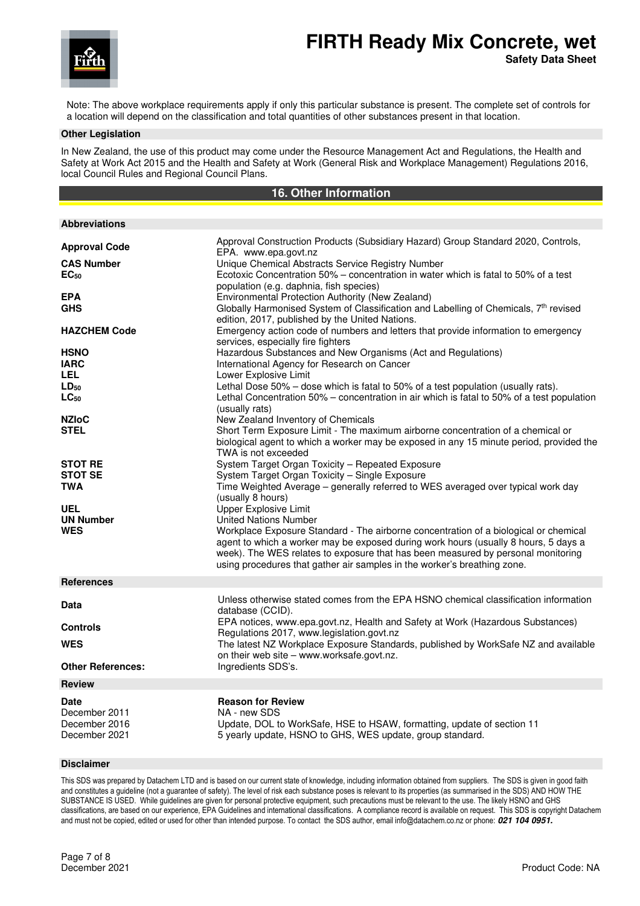Note: The above workplace requirements apply if only this particular substance is present. The complete set of controls for a location will depend on the classification and total quantities of other substances present in that location.

**Other Legislation**

In New Zealand, the use of this product may come under the Resource Management Act and Regulations, the Health and Safety at Work Act 2015 and the Health and Safety at Work (General Risk and Workplace Management) Regulations 2016, local Council Rules and Regional Council Plans.

## 16. Other Information

**Abbreviations**

| | |
|---|---|
| **Approval Code** | Approval Construction Products (Subsidiary Hazard) Group Standard 2020, Controls, EPA. www.epa.govt.nz |
| **CAS Number** | Unique Chemical Abstracts Service Registry Number |
| **$EC_{50}$** | Ecotoxic Concentration 50% – concentration in water which is fatal to 50% of a test population (e.g. daphnia, fish species) |
| **EPA** | Environmental Protection Authority (New Zealand) |
| **GHS** | Globally Harmonised System of Classification and Labelling of Chemicals, 7th revised edition, 2017, published by the United Nations. |
| **HAZCHEM Code** | Emergency action code of numbers and letters that provide information to emergency services, especially fire fighters |
| **HSNO** | Hazardous Substances and New Organisms (Act and Regulations) |
| **IARC** | International Agency for Research on Cancer |
| **LEL** | Lower Explosive Limit |
| **$LD_{50}$** | Lethal Dose 50% – dose which is fatal to 50% of a test population (usually rats). |
| **$LC_{50}$** | Lethal Concentration 50% – concentration in air which is fatal to 50% of a test population (usually rats) |
| **NZIoC** | New Zealand Inventory of Chemicals |
| **STEL** | Short Term Exposure Limit - The maximum airborne concentration of a chemical or biological agent to which a worker may be exposed in any 15 minute period, provided the TWA is not exceeded |
| **STOT RE** | System Target Organ Toxicity – Repeated Exposure |
| **STOT SE** | System Target Organ Toxicity – Single Exposure |
| **TWA** | Time Weighted Average – generally referred to WES averaged over typical work day (usually 8 hours) |
| **UEL** | Upper Explosive Limit |
| **UN Number** | United Nations Number |
| **WES** | Workplace Exposure Standard - The airborne concentration of a biological or chemical agent to which a worker may be exposed during work hours (usually 8 hours, 5 days a week). The WES relates to exposure that has been measured by personal monitoring using procedures that gather air samples in the worker's breathing zone. |

**References**

| | |
|---|---|
| **Data** | Unless otherwise stated comes from the EPA HSNO chemical classification information database (CCID). |
| **Controls** | EPA notices, www.epa.govt.nz, Health and Safety at Work (Hazardous Substances) Regulations 2017, www.legislation.govt.nz |
| **WES** | The latest NZ Workplace Exposure Standards, published by WorkSafe NZ and available on their web site – www.worksafe.govt.nz. |
| **Other References:** | Ingredients SDS's. |

**Review**

| Date | Reason for Review |
|---|---|
| December 2011 | NA - new SDS |
| December 2016 | Update, DOL to WorkSafe, HSE to HSAW, formatting, update of section 11 |
| December 2021 | 5 yearly update, HSNO to GHS, WES update, group standard. |

**Disclaimer**

This SDS was prepared by Datachem LTD and is based on our current state of knowledge, including information obtained from suppliers. The SDS is given in good faith and constitutes a guideline (not a guarantee of safety). The level of risk each substance poses is relevant to its properties (as summarised in the SDS) AND HOW THE SUBSTANCE IS USED. While guidelines are given for personal protective equipment, such precautions must be relevant to the use. The likely HSNO and GHS classifications, are based on our experience, EPA Guidelines and international classifications. A compliance record is available on request. This SDS is copyright Datachem and must not be copied, edited or used for other than intended purpose. To contact the SDS author, email info@datachem.co.nz or phone: ***021 104 0951.***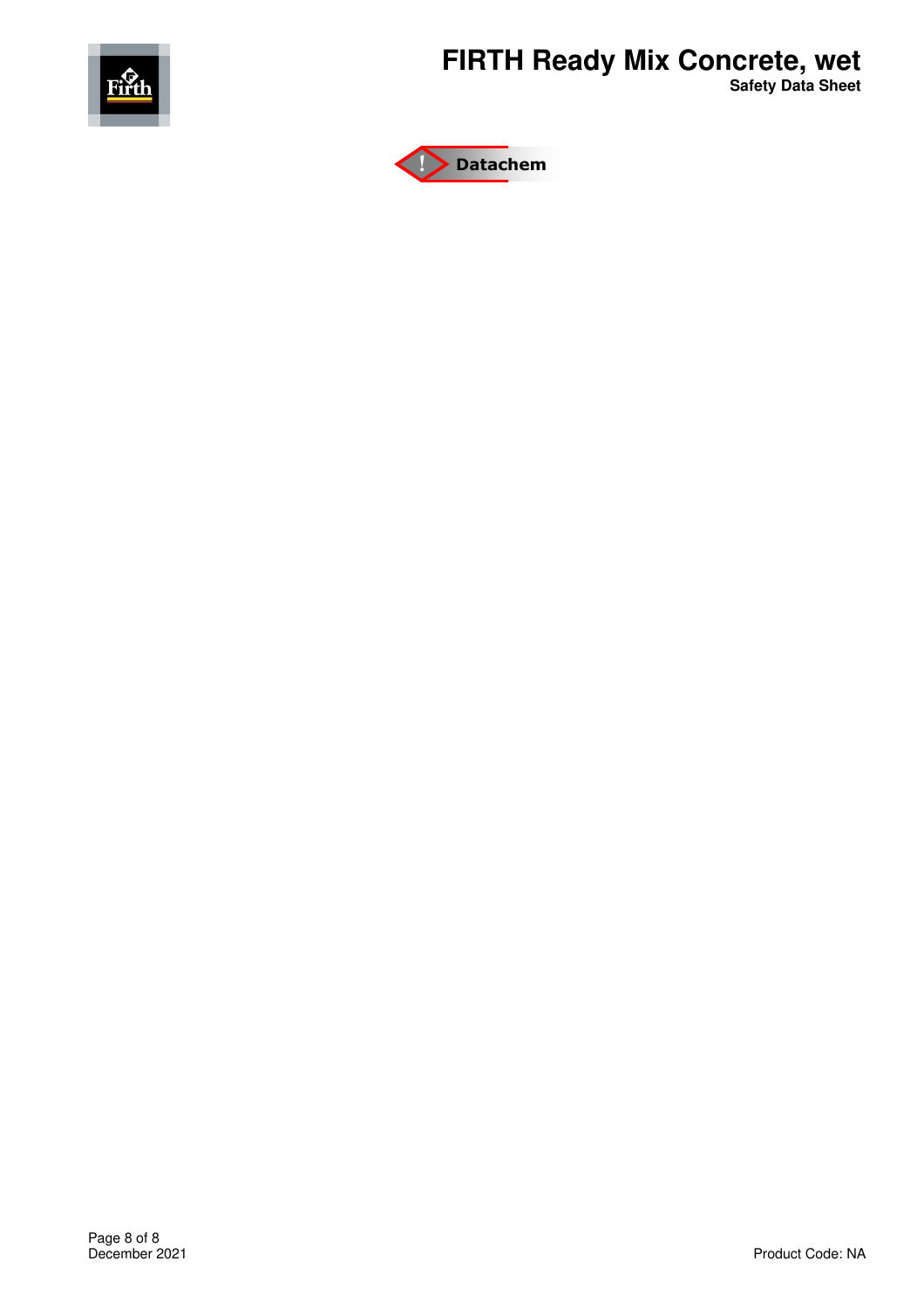Datachem